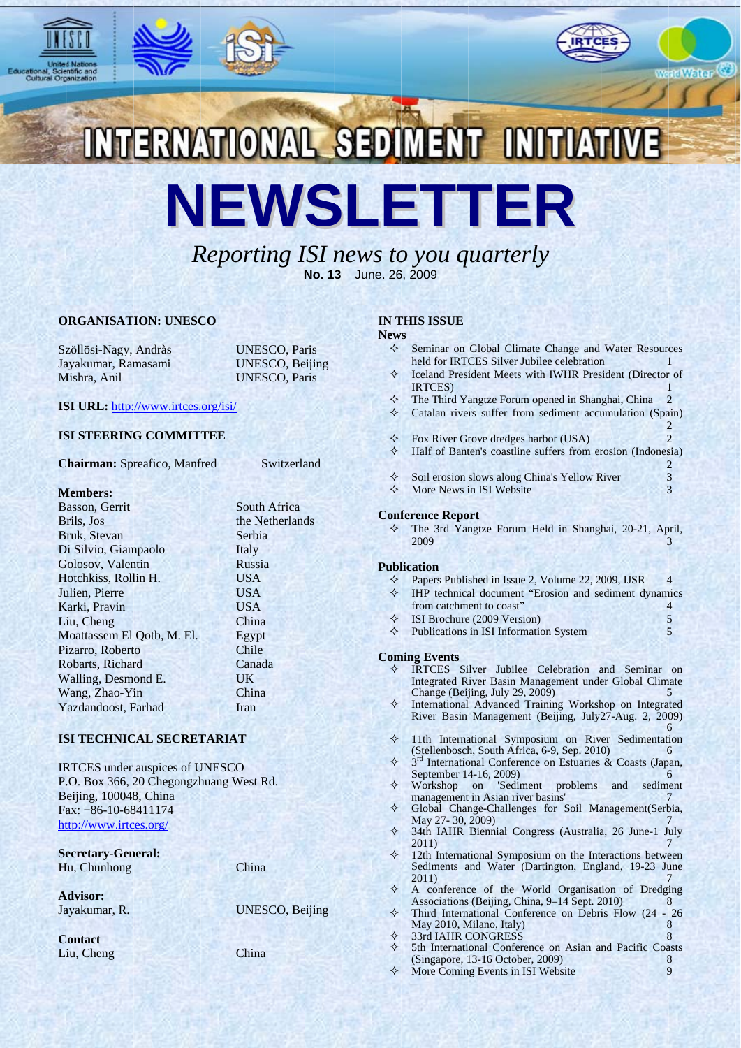# INTERNATIONAL SEDIMENT INITIATIVE

# NEWSLETTER

*Reporting ISI news to you quarterly*

**No. 13** June. 26, 2009

### ORGANISATION: UNESCO

| | |
|---|---|
| Szöllösi-Nagy, Andràs | UNESCO, Paris |
| Jayakumar, Ramasami | UNESCO, Beijing |
| Mishra, Anil | UNESCO, Paris |

**ISI URL:** http://www.irtces.org/isi/

### ISI STEERING COMMITTEE

**Chairman:** Spreafico, Manfred — Switzerland

**Members:**

| | |
|---|---|
| Basson, Gerrit | South Africa |
| Brils, Jos | the Netherlands |
| Bruk, Stevan | Serbia |
| Di Silvio, Giampaolo | Italy |
| Golosov, Valentin | Russia |
| Hotchkiss, Rollin H. | USA |
| Julien, Pierre | USA |
| Karki, Pravin | USA |
| Liu, Cheng | China |
| Moattassem El Qotb, M. El. | Egypt |
| Pizarro, Roberto | Chile |
| Robarts, Richard | Canada |
| Walling, Desmond E. | UK |
| Wang, Zhao-Yin | China |
| Yazdandoost, Farhad | Iran |

### ISI TECHNICAL SECRETARIAT

IRTCES under auspices of UNESCO
P.O. Box 366, 20 Chegongzhuang West Rd.
Beijing, 100048, China
Fax: +86-10-68411174
http://www.irtces.org/

**Secretary-General:**
Hu, Chunhong — China

**Advisor:**
Jayakumar, R. — UNESCO, Beijing

**Contact**
Liu, Cheng — China

### IN THIS ISSUE

**News**

- Seminar on Global Climate Change and Water Resources held for IRTCES Silver Jubilee celebration — 1
- Iceland President Meets with IWHR President (Director of IRTCES) — 1
- The Third Yangtze Forum opened in Shanghai, China — 2
- Catalan rivers suffer from sediment accumulation (Spain) — 2
- Fox River Grove dredges harbor (USA) — 2
- Half of Banten's coastline suffers from erosion (Indonesia) — 2
- Soil erosion slows along China's Yellow River — 3
- More News in ISI Website — 3

**Conference Report**

- The 3rd Yangtze Forum Held in Shanghai, 20-21, April, 2009 — 3

**Publication**

- Papers Published in Issue 2, Volume 22, 2009, IJSR — 4
- IHP technical document "Erosion and sediment dynamics from catchment to coast" — 4
- ISI Brochure (2009 Version) — 5
- Publications in ISI Information System — 5

**Coming Events**

- IRTCES Silver Jubilee Celebration and Seminar on Integrated River Basin Management under Global Climate Change (Beijing, July 29, 2009) — 5
- International Advanced Training Workshop on Integrated River Basin Management (Beijing, July27-Aug. 2, 2009) — 6
- 11th International Symposium on River Sedimentation (Stellenbosch, South Africa, 6-9, Sep. 2010) — 6
- 3rd International Conference on Estuaries & Coasts (Japan, September 14-16, 2009) — 6
- Workshop on 'Sediment problems and sediment management in Asian river basins' — 7
- Global Change-Challenges for Soil Management(Serbia, May 27- 30, 2009) — 7
- 34th IAHR Biennial Congress (Australia, 26 June-1 July 2011) — 7
- 12th International Symposium on the Interactions between Sediments and Water (Dartington, England, 19-23 June 2011) — 7
- A conference of the World Organisation of Dredging Associations (Beijing, China, 9–14 Sept. 2010) — 8
- Third International Conference on Debris Flow (24 - 26 May 2010, Milano, Italy) — 8
- 33rd IAHR CONGRESS — 8
- 5th International Conference on Asian and Pacific Coasts (Singapore, 13-16 October, 2009) — 8
- More Coming Events in ISI Website — 9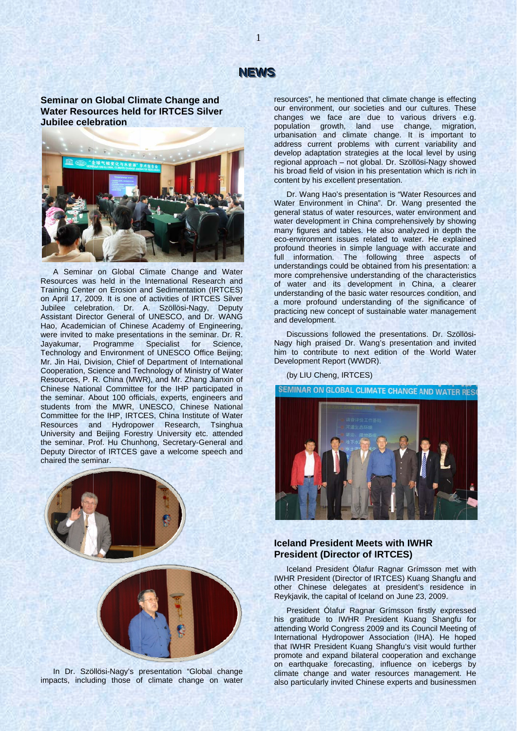# NEWS

## Seminar on Global Climate Change and Water Resources held for IRTCES Silver Jubilee celebration

A Seminar on Global Climate Change and Water Resources was held in the International Research and Training Center on Erosion and Sedimentation (IRTCES) on April 17, 2009. It is one of activities of IRTCES Silver Jubilee celebration. Dr. A. Szöllösi-Nagy, Deputy Assistant Director General of UNESCO, and Dr. WANG Hao, Academician of Chinese Academy of Engineering, were invited to make presentations in the seminar. Dr. R. Jayakumar, Programme Specialist for Science, Technology and Environment of UNESCO Office Beijing; Mr. Jin Hai, Division, Chief of Department of International Cooperation, Science and Technology of Ministry of Water Resources, P. R. China (MWR), and Mr. Zhang Jianxin of Chinese National Committee for the IHP participated in the seminar. About 100 officials, experts, engineers and students from the MWR, UNESCO, Chinese National Committee for the IHP, IRTCES, China Institute of Water Resources and Hydropower Research, Tsinghua University and Beijing Forestry University etc. attended the seminar. Prof. Hu Chunhong, Secretary-General and Deputy Director of IRTCES gave a welcome speech and chaired the seminar.

In Dr. Szöllösi-Nagy's presentation "Global change impacts, including those of climate change on water resources", he mentioned that climate change is effecting our environment, our societies and our cultures. These changes we face are due to various drivers e.g. population growth, land use change, migration, urbanisation and climate change. It is important to address current problems with current variability and develop adaptation strategies at the local level by using regional approach – not global. Dr. Szöllösi-Nagy showed his broad field of vision in his presentation which is rich in content by his excellent presentation.

Dr. Wang Hao's presentation is "Water Resources and Water Environment in China". Dr. Wang presented the general status of water resources, water environment and water development in China comprehensively by showing many figures and tables. He also analyzed in depth the eco-environment issues related to water. He explained profound theories in simple language with accurate and full information. The following three aspects of understandings could be obtained from his presentation: a more comprehensive understanding of the characteristics of water and its development in China, a clearer understanding of the basic water resources condition, and a more profound understanding of the significance of practicing new concept of sustainable water management and development.

Discussions followed the presentations. Dr. Szöllösi-Nagy high praised Dr. Wang's presentation and invited him to contribute to next edition of the World Water Development Report (WWDR).

(by LIU Cheng, IRTCES)

## Iceland President Meets with IWHR President (Director of IRTCES)

Iceland President Ólafur Ragnar Grímsson met with IWHR President (Director of IRTCES) Kuang Shangfu and other Chinese delegates at president's residence in Reykjavik, the capital of Iceland on June 23, 2009.

President Ólafur Ragnar Grímsson firstly expressed his gratitude to IWHR President Kuang Shangfu for attending World Congress 2009 and its Council Meeting of International Hydropower Association (IHA). He hoped that IWHR President Kuang Shangfu's visit would further promote and expand bilateral cooperation and exchange on earthquake forecasting, influence on icebergs by climate change and water resources management. He also particularly invited Chinese experts and businessmen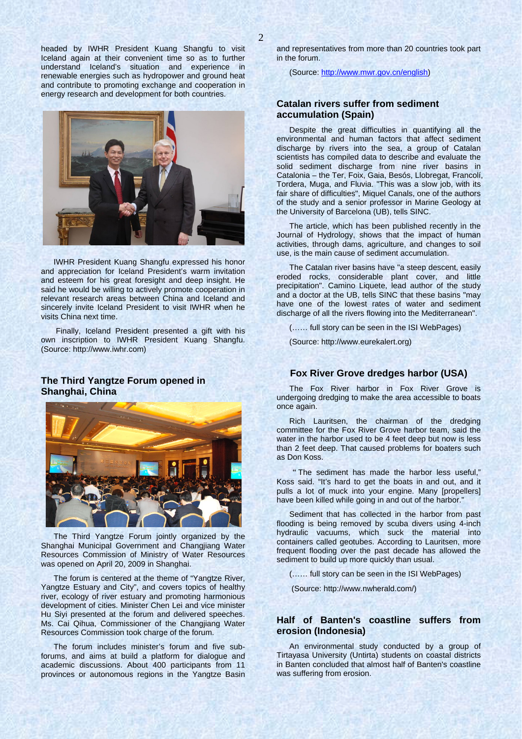headed by IWHR President Kuang Shangfu to visit Iceland again at their convenient time so as to further understand Iceland's situation and experience in renewable energies such as hydropower and ground heat and contribute to promoting exchange and cooperation in energy research and development for both countries.

IWHR President Kuang Shangfu expressed his honor and appreciation for Iceland President's warm invitation and esteem for his great foresight and deep insight. He said he would be willing to actively promote cooperation in relevant research areas between China and Iceland and sincerely invite Iceland President to visit IWHR when he visits China next time.

Finally, Iceland President presented a gift with his own inscription to IWHR President Kuang Shangfu. (Source: http://www.iwhr.com)

## The Third Yangtze Forum opened in Shanghai, China

The Third Yangtze Forum jointly organized by the Shanghai Municipal Government and Changjiang Water Resources Commission of Ministry of Water Resources was opened on April 20, 2009 in Shanghai.

The forum is centered at the theme of "Yangtze River, Yangtze Estuary and City", and covers topics of healthy river, ecology of river estuary and promoting harmonious development of cities. Minister Chen Lei and vice minister Hu Siyi presented at the forum and delivered speeches. Ms. Cai Qihua, Commissioner of the Changjiang Water Resources Commission took charge of the forum.

The forum includes minister's forum and five sub-forums, and aims at build a platform for dialogue and academic discussions. About 400 participants from 11 provinces or autonomous regions in the Yangtze Basin and representatives from more than 20 countries took part in the forum.

(Source: http://www.mwr.gov.cn/english)

## Catalan rivers suffer from sediment accumulation (Spain)

Despite the great difficulties in quantifying all the environmental and human factors that affect sediment discharge by rivers into the sea, a group of Catalan scientists has compiled data to describe and evaluate the solid sediment discharge from nine river basins in Catalonia – the Ter, Foix, Gaia, Besós, Llobregat, Francolí, Tordera, Muga, and Fluvia. "This was a slow job, with its fair share of difficulties", Miquel Canals, one of the authors of the study and a senior professor in Marine Geology at the University of Barcelona (UB), tells SINC.

The article, which has been published recently in the Journal of Hydrology, shows that the impact of human activities, through dams, agriculture, and changes to soil use, is the main cause of sediment accumulation.

The Catalan river basins have "a steep descent, easily eroded rocks, considerable plant cover, and little precipitation". Camino Liquete, lead author of the study and a doctor at the UB, tells SINC that these basins "may have one of the lowest rates of water and sediment discharge of all the rivers flowing into the Mediterranean".

(…… full story can be seen in the ISI WebPages)

(Source: http://www.eurekalert.org)

## Fox River Grove dredges harbor (USA)

The Fox River harbor in Fox River Grove is undergoing dredging to make the area accessible to boats once again.

Rich Lauritsen, the chairman of the dredging committee for the Fox River Grove harbor team, said the water in the harbor used to be 4 feet deep but now is less than 2 feet deep. That caused problems for boaters such as Don Koss.

"The sediment has made the harbor less useful," Koss said. "It's hard to get the boats in and out, and it pulls a lot of muck into your engine. Many [propellers] have been killed while going in and out of the harbor."

Sediment that has collected in the harbor from past flooding is being removed by scuba divers using 4-inch hydraulic vacuums, which suck the material into containers called geotubes. According to Lauritsen, more frequent flooding over the past decade has allowed the sediment to build up more quickly than usual.

(…… full story can be seen in the ISI WebPages)

(Source: http://www.nwherald.com/)

## Half of Banten's coastline suffers from erosion (Indonesia)

An environmental study conducted by a group of Tirtayasa University (Untirta) students on coastal districts in Banten concluded that almost half of Banten's coastline was suffering from erosion.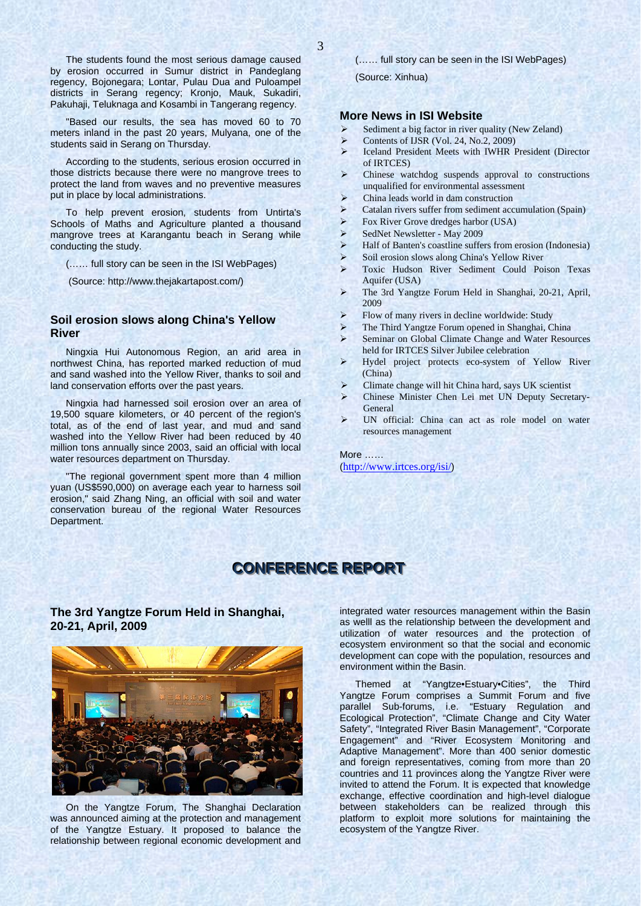The students found the most serious damage caused by erosion occurred in Sumur district in Pandeglang regency, Bojonegara; Lontar, Pulau Dua and Puloampel districts in Serang regency; Kronjo, Mauk, Sukadiri, Pakuhaji, Teluknaga and Kosambi in Tangerang regency.

"Based our results, the sea has moved 60 to 70 meters inland in the past 20 years, Mulyana, one of the students said in Serang on Thursday.

According to the students, serious erosion occurred in those districts because there were no mangrove trees to protect the land from waves and no preventive measures put in place by local administrations.

To help prevent erosion, students from Untirta's Schools of Maths and Agriculture planted a thousand mangrove trees at Karangantu beach in Serang while conducting the study.

(…… full story can be seen in the ISI WebPages)

(Source: http://www.thejakartapost.com/)

## Soil erosion slows along China's Yellow River

Ningxia Hui Autonomous Region, an arid area in northwest China, has reported marked reduction of mud and sand washed into the Yellow River, thanks to soil and land conservation efforts over the past years.

Ningxia had harnessed soil erosion over an area of 19,500 square kilometers, or 40 percent of the region's total, as of the end of last year, and mud and sand washed into the Yellow River had been reduced by 40 million tons annually since 2003, said an official with local water resources department on Thursday.

"The regional government spent more than 4 million yuan (US$590,000) on average each year to harness soil erosion," said Zhang Ning, an official with soil and water conservation bureau of the regional Water Resources Department.

(…… full story can be seen in the ISI WebPages)

(Source: Xinhua)

## More News in ISI Website

- Sediment a big factor in river quality (New Zeland)
- Contents of IJSR (Vol. 24, No.2, 2009)
- Iceland President Meets with IWHR President (Director of IRTCES)
- Chinese watchdog suspends approval to constructions unqualified for environmental assessment
- China leads world in dam construction
- Catalan rivers suffer from sediment accumulation (Spain)
- Fox River Grove dredges harbor (USA)
- SedNet Newsletter - May 2009
- Half of Banten's coastline suffers from erosion (Indonesia)
- Soil erosion slows along China's Yellow River
- Toxic Hudson River Sediment Could Poison Texas Aquifer (USA)
- The 3rd Yangtze Forum Held in Shanghai, 20-21, April, 2009
- Flow of many rivers in decline worldwide: Study
- The Third Yangtze Forum opened in Shanghai, China
- Seminar on Global Climate Change and Water Resources held for IRTCES Silver Jubilee celebration
- Hydel project protects eco-system of Yellow River (China)
- Climate change will hit China hard, says UK scientist
- Chinese Minister Chen Lei met UN Deputy Secretary-General
- UN official: China can act as role model on water resources management

More ……
(http://www.irtces.org/isi/)

# CONFERENCE REPORT

## The 3rd Yangtze Forum Held in Shanghai, 20-21, April, 2009

On the Yangtze Forum, The Shanghai Declaration was announced aiming at the protection and management of the Yangtze Estuary. It proposed to balance the relationship between regional economic development and integrated water resources management within the Basin as welll as the relationship between the development and utilization of water resources and the protection of ecosystem environment so that the social and economic development can cope with the population, resources and environment within the Basin.

Themed at "Yangtze•Estuary•Cities", the Third Yangtze Forum comprises a Summit Forum and five parallel Sub-forums, i.e. "Estuary Regulation and Ecological Protection", "Climate Change and City Water Safety", "Integrated River Basin Management", "Corporate Engagement" and "River Ecosystem Monitoring and Adaptive Management". More than 400 senior domestic and foreign representatives, coming from more than 20 countries and 11 provinces along the Yangtze River were invited to attend the Forum. It is expected that knowledge exchange, effective coordination and high-level dialogue between stakeholders can be realized through this platform to exploit more solutions for maintaining the ecosystem of the Yangtze River.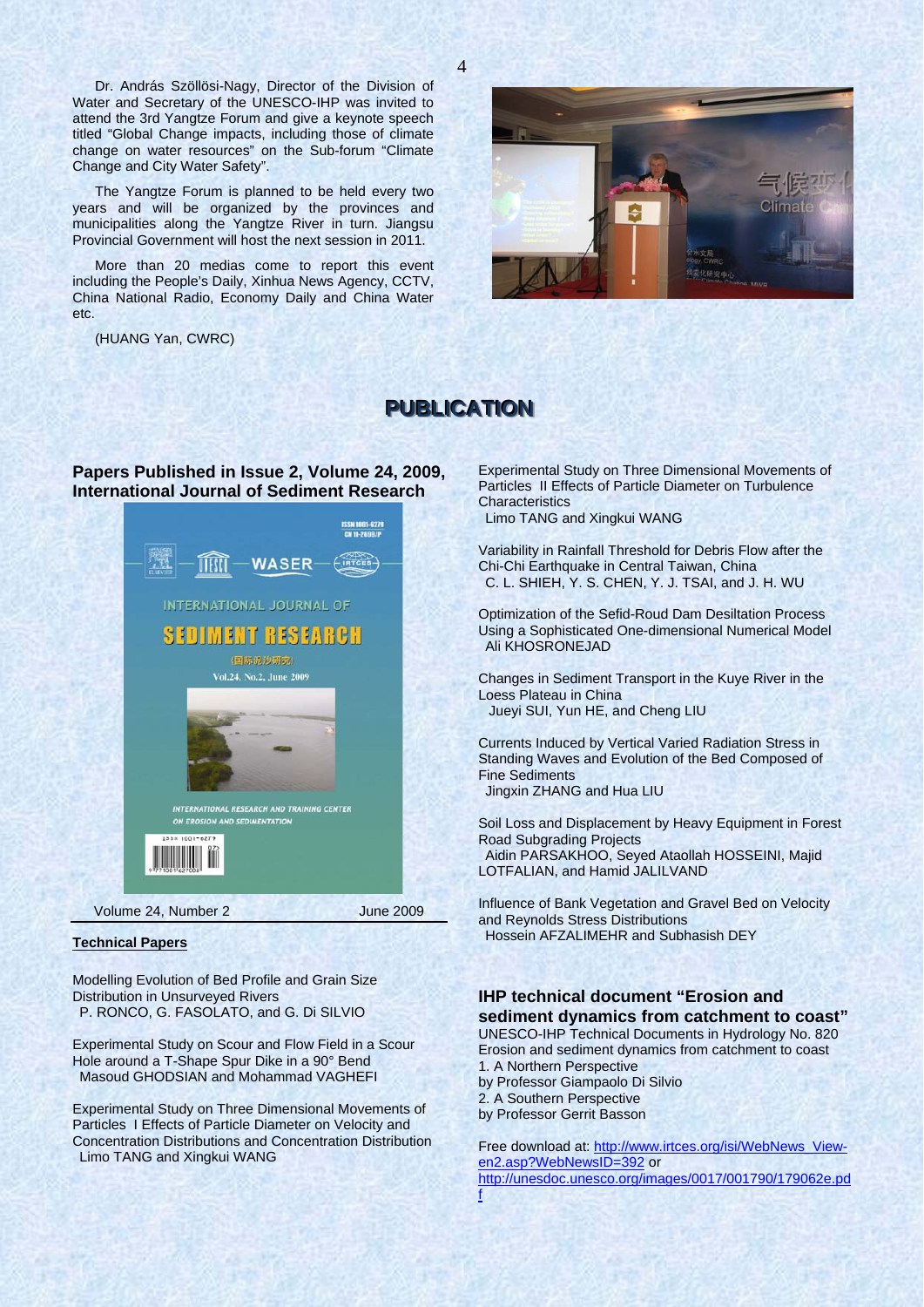Dr. András Szöllösi-Nagy, Director of the Division of Water and Secretary of the UNESCO-IHP was invited to attend the 3rd Yangtze Forum and give a keynote speech titled "Global Change impacts, including those of climate change on water resources" on the Sub-forum "Climate Change and City Water Safety".

The Yangtze Forum is planned to be held every two years and will be organized by the provinces and municipalities along the Yangtze River in turn. Jiangsu Provincial Government will host the next session in 2011.

More than 20 medias come to report this event including the People's Daily, Xinhua News Agency, CCTV, China National Radio, Economy Daily and China Water etc.

(HUANG Yan, CWRC)

# PUBLICATION

## Papers Published in Issue 2, Volume 24, 2009, International Journal of Sediment Research

Volume 24, Number 2 June 2009

**Technical Papers**

Modelling Evolution of Bed Profile and Grain Size Distribution in Unsurveyed Rivers
P. RONCO, G. FASOLATO, and G. Di SILVIO

Experimental Study on Scour and Flow Field in a Scour Hole around a T-Shape Spur Dike in a 90° Bend
Masoud GHODSIAN and Mohammad VAGHEFI

Experimental Study on Three Dimensional Movements of Particles I Effects of Particle Diameter on Velocity and Concentration Distributions and Concentration Distribution
Limo TANG and Xingkui WANG

Experimental Study on Three Dimensional Movements of Particles II Effects of Particle Diameter on Turbulence Characteristics
Limo TANG and Xingkui WANG

Variability in Rainfall Threshold for Debris Flow after the Chi-Chi Earthquake in Central Taiwan, China
C. L. SHIEH, Y. S. CHEN, Y. J. TSAI, and J. H. WU

Optimization of the Sefid-Roud Dam Desiltation Process Using a Sophisticated One-dimensional Numerical Model
Ali KHOSRONEJAD

Changes in Sediment Transport in the Kuye River in the Loess Plateau in China
Jueyi SUI, Yun HE, and Cheng LIU

Currents Induced by Vertical Varied Radiation Stress in Standing Waves and Evolution of the Bed Composed of Fine Sediments
Jingxin ZHANG and Hua LIU

Soil Loss and Displacement by Heavy Equipment in Forest Road Subgrading Projects
Aidin PARSAKHOO, Seyed Ataollah HOSSEINI, Majid LOTFALIAN, and Hamid JALILVAND

Influence of Bank Vegetation and Gravel Bed on Velocity and Reynolds Stress Distributions
Hossein AFZALIMEHR and Subhasish DEY

## IHP technical document "Erosion and sediment dynamics from catchment to coast"

UNESCO-IHP Technical Documents in Hydrology No. 820
Erosion and sediment dynamics from catchment to coast
1. A Northern Perspective
by Professor Giampaolo Di Silvio
2. A Southern Perspective
by Professor Gerrit Basson

Free download at: http://www.irtces.org/isi/WebNews_View-en2.asp?WebNewsID=392 or
http://unesdoc.unesco.org/images/0017/001790/179062e.pdf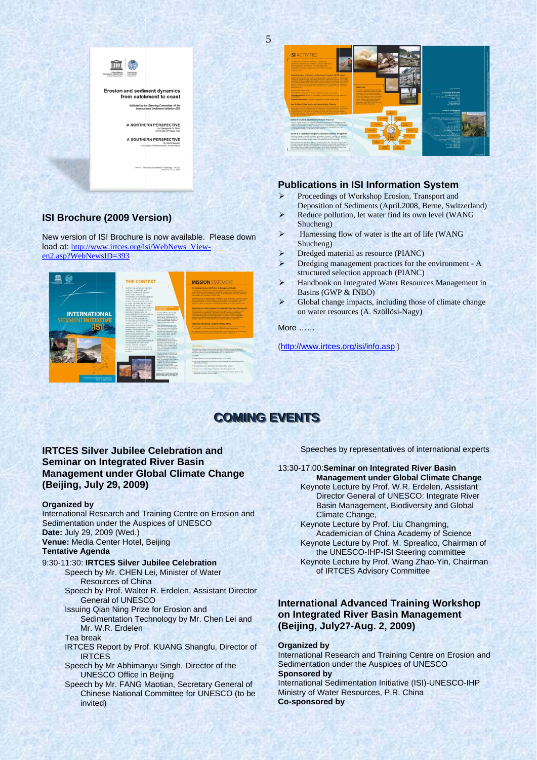## ISI Brochure (2009 Version)

New version of ISI Brochure is now available. Please down load at: http://www.irtces.org/isi/WebNews_View-en2.asp?WebNewsID=393

## Publications in ISI Information System

- Proceedings of Workshop Erosion, Transport and Deposition of Sediments (April.2008, Berne, Switzerland)
- Reduce pollution, let water find its own level (WANG Shucheng)
- Harnessing flow of water is the art of life (WANG Shucheng)
- Dredged material as resource (PIANC)
- Dredging management practices for the environment - A structured selection approach (PIANC)
- Handbook on Integrated Water Resources Management in Basins (GWP & INBO)
- Global change impacts, including those of climate change on water resources (A. Szöllösi-Nagy)

More ……

(http://www.irtces.org/isi/info.asp )

# COMING EVENTS

### IRTCES Silver Jubilee Celebration and Seminar on Integrated River Basin Management under Global Climate Change (Beijing, July 29, 2009)

**Organized by**
International Research and Training Centre on Erosion and Sedimentation under the Auspices of UNESCO
**Date:** July 29, 2009 (Wed.)
**Venue:** Media Center Hotel, Beijing
**Tentative Agenda**

9:30-11:30: **IRTCES Silver Jubilee Celebration**

- Speech by Mr. CHEN Lei, Minister of Water Resources of China
- Speech by Prof. Walter R. Erdelen, Assistant Director General of UNESCO
- Issuing Qian Ning Prize for Erosion and Sedimentation Technology by Mr. Chen Lei and Mr. W.R. Erdelen
- Tea break
- IRTCES Report by Prof. KUANG Shangfu, Director of IRTCES
- Speech by Mr Abhimanyu Singh, Director of the UNESCO Office in Beijing
- Speech by Mr. FANG Maotian, Secretary General of Chinese National Committee for UNESCO (to be invited)
- Speeches by representatives of international experts

13:30-17:00:**Seminar on Integrated River Basin Management under Global Climate Change**

- Keynote Lecture by Prof. W.R. Erdelen, Assistant Director General of UNESCO: Integrate River Basin Management, Biodiversity and Global Climate Change,
- Keynote Lecture by Prof. Liu Changming, Academician of China Academy of Science
- Keynote Lecture by Prof. M. Spreafico, Chairman of the UNESCO-IHP-ISI Steering committee
- Keynote Lecture by Prof. Wang Zhao-Yin, Chairman of IRTCES Advisory Committee

### International Advanced Training Workshop on Integrated River Basin Management (Beijing, July27-Aug. 2, 2009)

**Organized by**
International Research and Training Centre on Erosion and Sedimentation under the Auspices of UNESCO
**Sponsored by**
International Sedimentation Initiative (ISI)-UNESCO-IHP
Ministry of Water Resources, P.R. China
**Co-sponsored by**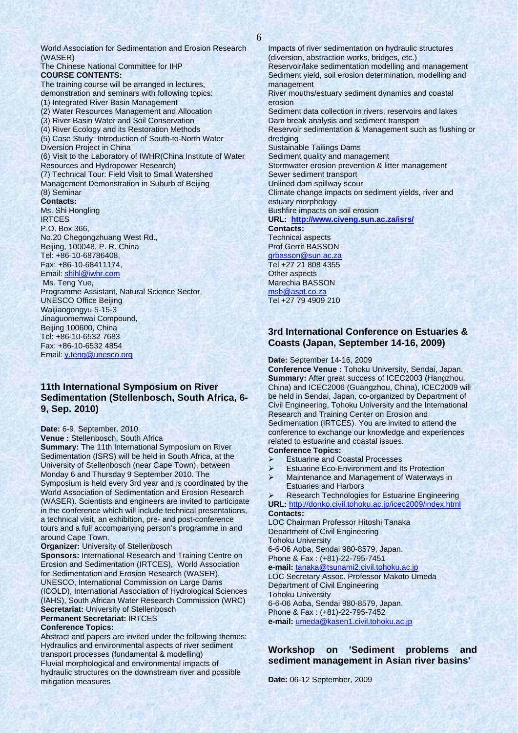World Association for Sedimentation and Erosion Research (WASER)

The Chinese National Committee for IHP

**COURSE CONTENTS:**

The training course will be arranged in lectures, demonstration and seminars with following topics:

(1) Integrated River Basin Management
(2) Water Resources Management and Allocation
(3) River Basin Water and Soil Conservation
(4) River Ecology and its Restoration Methods
(5) Case Study: Introduction of South-to-North Water Diversion Project in China
(6) Visit to the Laboratory of IWHR(China Institute of Water Resources and Hydropower Research)
(7) Technical Tour: Field Visit to Small Watershed Management Demonstration in Suburb of Beijing
(8) Seminar

**Contacts:**

Ms. Shi Hongling
IRTCES
P.O. Box 366,
No.20 Chegongzhuang West Rd.,
Beijing, 100048, P. R. China
Tel: +86-10-68786408,
Fax: +86-10-68411174,
Email: shihl@iwhr.com

Ms. Teng Yue,
Programme Assistant, Natural Science Sector,
UNESCO Office Beijing
Waijiaogongyu 5-15-3
Jinaguomenwai Compound,
Beijing 100600, China
Tel: +86-10-6532 7683
Fax: +86-10-6532 4854
Email: y.teng@unesco.org

## 11th International Symposium on River Sedimentation (Stellenbosch, South Africa, 6-9, Sep. 2010)

**Date:** 6-9, September. 2010

**Venue :** Stellenbosch, South Africa

**Summary:** The 11th International Symposium on River Sedimentation (ISRS) will be held in South Africa, at the University of Stellenbosch (near Cape Town), between Monday 6 and Thursday 9 September 2010. The Symposium is held every 3rd year and is coordinated by the World Association of Sedimentation and Erosion Research (WASER). Scientists and engineers are invited to participate in the conference which will include technical presentations, a technical visit, an exhibition, pre- and post-conference tours and a full accompanying person's programme in and around Cape Town.

**Organizer:** University of Stellenbosch

**Sponsors:** International Research and Training Centre on Erosion and Sedimentation (IRTCES), World Association for Sedimentation and Erosion Research (WASER), UNESCO, International Commission on Large Dams (ICOLD), International Association of Hydrological Sciences (IAHS), South African Water Research Commission (WRC)

**Secretariat:** University of Stellenbosch

**Permanent Secretariat:** IRTCES

**Conference Topics:**

Abstract and papers are invited under the following themes:

Hydraulics and environmental aspects of river sediment transport processes (fundamental & modelling)
Fluvial morphological and environmental impacts of hydraulic structures on the downstream river and possible mitigation measures
Impacts of river sedimentation on hydraulic structures (diversion, abstraction works, bridges, etc.)
Reservoir/lake sedimentation modelling and management
Sediment yield, soil erosion determination, modelling and management
River mouths/estuary sediment dynamics and coastal erosion
Sediment data collection in rivers, reservoirs and lakes
Dam break analysis and sediment transport
Reservoir sedimentation & Management such as flushing or dredging
Sustainable Tailings Dams
Sediment quality and management
Stormwater erosion prevention & litter management
Sewer sediment transport
Unlined dam spillway scour
Climate change impacts on sediment yields, river and estuary morphology
Bushfire impacts on soil erosion

**URL: http://www.civeng.sun.ac.za/isrs/**

**Contacts:**

Technical aspects
Prof Gerrit BASSON
grbasson@sun.ac.za
Tel +27 21 808 4355

Other aspects
Marechia BASSON
msb@aspt.co.za
Tel +27 79 4909 210

## 3rd International Conference on Estuaries & Coasts (Japan, September 14-16, 2009)

**Date:** September 14-16, 2009

**Conference Venue :** Tohoku University, Sendai, Japan.

**Summary:** After great success of ICEC2003 (Hangzhou, China) and ICEC2006 (Guangzhou, China), ICEC2009 will be held in Sendai, Japan, co-organized by Department of Civil Engineering, Tohoku University and the International Research and Training Center on Erosion and Sedimentation (IRTCES). You are invited to attend the conference to exchange our knowledge and experiences related to estuarine and coastal issues.

**Conference Topics:**

- Estuarine and Coastal Processes
- Estuarine Eco-Environment and Its Protection
- Maintenance and Management of Waterways in Estuaries and Harbors
- Research Technologies for Estuarine Engineering

**URL:** http://donko.civil.tohoku.ac.jp/icec2009/index.html

**Contacts:**

LOC Chairman Professor Hitoshi Tanaka
Department of Civil Engineering
Tohoku University
6-6-06 Aoba, Sendai 980-8579, Japan.
Phone & Fax : (+81)-22-795-7451
**e-mail:** tanaka@tsunami2.civil.tohoku.ac.jp

LOC Secretary Assoc. Professor Makoto Umeda
Department of Civil Engineering
Tohoku University
6-6-06 Aoba, Sendai 980-8579, Japan.
Phone & Fax : (+81)-22-795-7452
**e-mail:** umeda@kasen1.civil.tohoku.ac.jp

## Workshop on 'Sediment problems and sediment management in Asian river basins'

**Date:** 06-12 September, 2009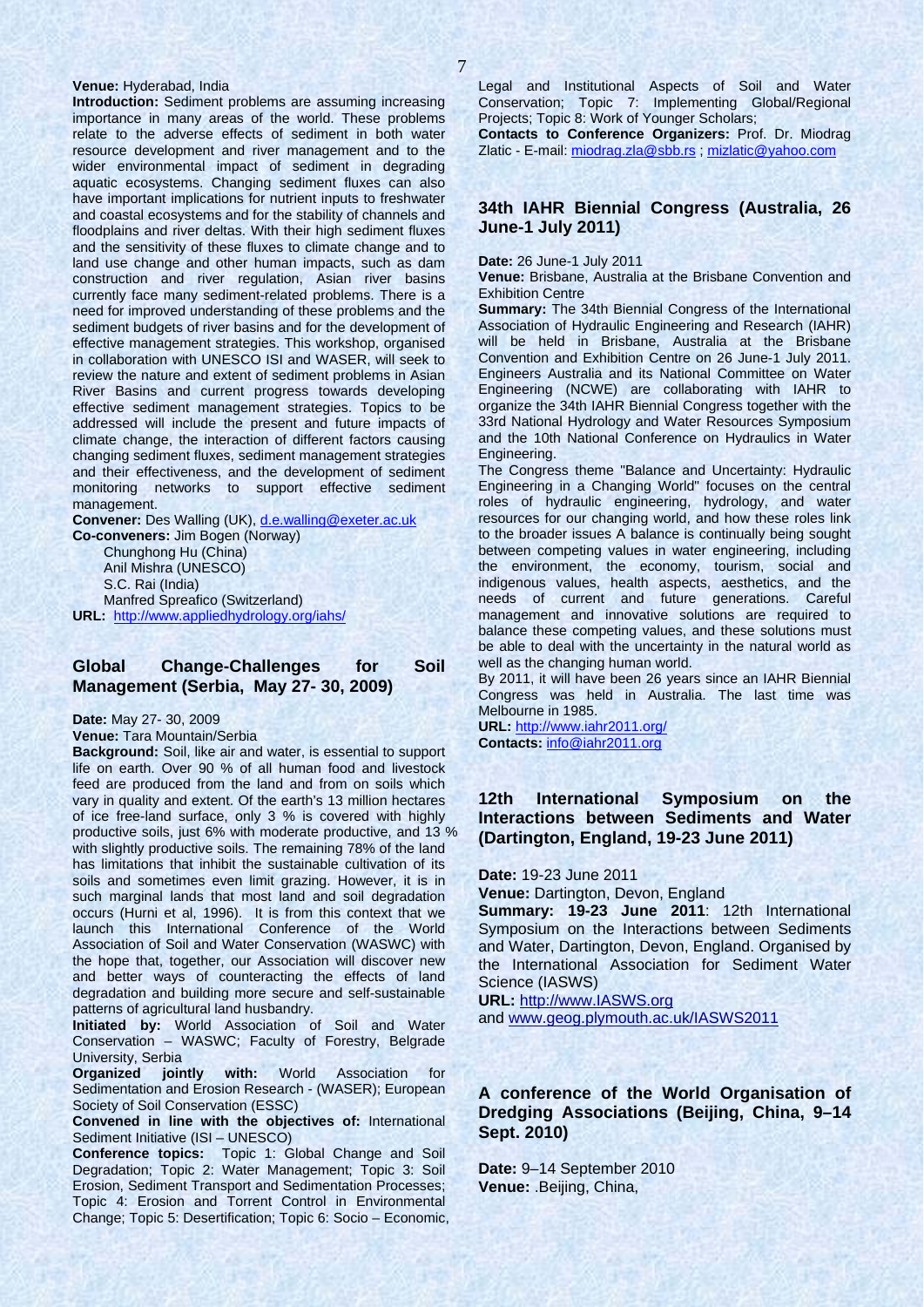**Venue:** Hyderabad, India

**Introduction:** Sediment problems are assuming increasing importance in many areas of the world. These problems relate to the adverse effects of sediment in both water resource development and river management and to the wider environmental impact of sediment in degrading aquatic ecosystems. Changing sediment fluxes can also have important implications for nutrient inputs to freshwater and coastal ecosystems and for the stability of channels and floodplains and river deltas. With their high sediment fluxes and the sensitivity of these fluxes to climate change and to land use change and other human impacts, such as dam construction and river regulation, Asian river basins currently face many sediment-related problems. There is a need for improved understanding of these problems and the sediment budgets of river basins and for the development of effective management strategies. This workshop, organised in collaboration with UNESCO ISI and WASER, will seek to review the nature and extent of sediment problems in Asian River Basins and current progress towards developing effective sediment management strategies. Topics to be addressed will include the present and future impacts of climate change, the interaction of different factors causing changing sediment fluxes, sediment management strategies and their effectiveness, and the development of sediment monitoring networks to support effective sediment management.

**Convener:** Des Walling (UK), d.e.walling@exeter.ac.uk

**Co-conveners:** Jim Bogen (Norway)
Chunghong Hu (China)
Anil Mishra (UNESCO)
S.C. Rai (India)
Manfred Spreafico (Switzerland)

**URL:** http://www.appliedhydrology.org/iahs/

## Global Change-Challenges for Soil Management (Serbia, May 27- 30, 2009)

**Date:** May 27- 30, 2009

**Venue:** Tara Mountain/Serbia

**Background:** Soil, like air and water, is essential to support life on earth. Over 90 % of all human food and livestock feed are produced from the land and from on soils which vary in quality and extent. Of the earth's 13 million hectares of ice free-land surface, only 3 % is covered with highly productive soils, just 6% with moderate productive, and 13 % with slightly productive soils. The remaining 78% of the land has limitations that inhibit the sustainable cultivation of its soils and sometimes even limit grazing. However, it is in such marginal lands that most land and soil degradation occurs (Hurni et al, 1996). It is from this context that we launch this International Conference of the World Association of Soil and Water Conservation (WASWC) with the hope that, together, our Association will discover new and better ways of counteracting the effects of land degradation and building more secure and self-sustainable patterns of agricultural land husbandry.

**Initiated by:** World Association of Soil and Water Conservation – WASWC; Faculty of Forestry, Belgrade University, Serbia

**Organized jointly with:** World Association for Sedimentation and Erosion Research - (WASER); European Society of Soil Conservation (ESSC)

**Convened in line with the objectives of:** International Sediment Initiative (ISI – UNESCO)

**Conference topics:** Topic 1: Global Change and Soil Degradation; Topic 2: Water Management; Topic 3: Soil Erosion, Sediment Transport and Sedimentation Processes; Topic 4: Erosion and Torrent Control in Environmental Change; Topic 5: Desertification; Topic 6: Socio – Economic, Legal and Institutional Aspects of Soil and Water Conservation; Topic 7: Implementing Global/Regional Projects; Topic 8: Work of Younger Scholars;

**Contacts to Conference Organizers:** Prof. Dr. Miodrag Zlatic - E-mail: miodrag.zla@sbb.rs ; mizlatic@yahoo.com

## 34th IAHR Biennial Congress (Australia, 26 June-1 July 2011)

**Date:** 26 June-1 July 2011

**Venue:** Brisbane, Australia at the Brisbane Convention and Exhibition Centre

**Summary:** The 34th Biennial Congress of the International Association of Hydraulic Engineering and Research (IAHR) will be held in Brisbane, Australia at the Brisbane Convention and Exhibition Centre on 26 June-1 July 2011. Engineers Australia and its National Committee on Water Engineering (NCWE) are collaborating with IAHR to organize the 34th IAHR Biennial Congress together with the 33rd National Hydrology and Water Resources Symposium and the 10th National Conference on Hydraulics in Water Engineering.

The Congress theme "Balance and Uncertainty: Hydraulic Engineering in a Changing World" focuses on the central roles of hydraulic engineering, hydrology, and water resources for our changing world, and how these roles link to the broader issues A balance is continually being sought between competing values in water engineering, including the environment, the economy, tourism, social and indigenous values, health aspects, aesthetics, and the needs of current and future generations. Careful management and innovative solutions are required to balance these competing values, and these solutions must be able to deal with the uncertainty in the natural world as well as the changing human world.

By 2011, it will have been 26 years since an IAHR Biennial Congress was held in Australia. The last time was Melbourne in 1985.

**URL:** http://www.iahr2011.org/

**Contacts:** info@iahr2011.org

## 12th International Symposium on the Interactions between Sediments and Water (Dartington, England, 19-23 June 2011)

**Date:** 19-23 June 2011

**Venue:** Dartington, Devon, England

**Summary: 19-23 June 2011**: 12th International Symposium on the Interactions between Sediments and Water, Dartington, Devon, England. Organised by the International Association for Sediment Water Science (IASWS)

**URL:** http://www.IASWS.org

and www.geog.plymouth.ac.uk/IASWS2011

## A conference of the World Organisation of Dredging Associations (Beijing, China, 9–14 Sept. 2010)

**Date:** 9–14 September 2010

**Venue:** .Beijing, China,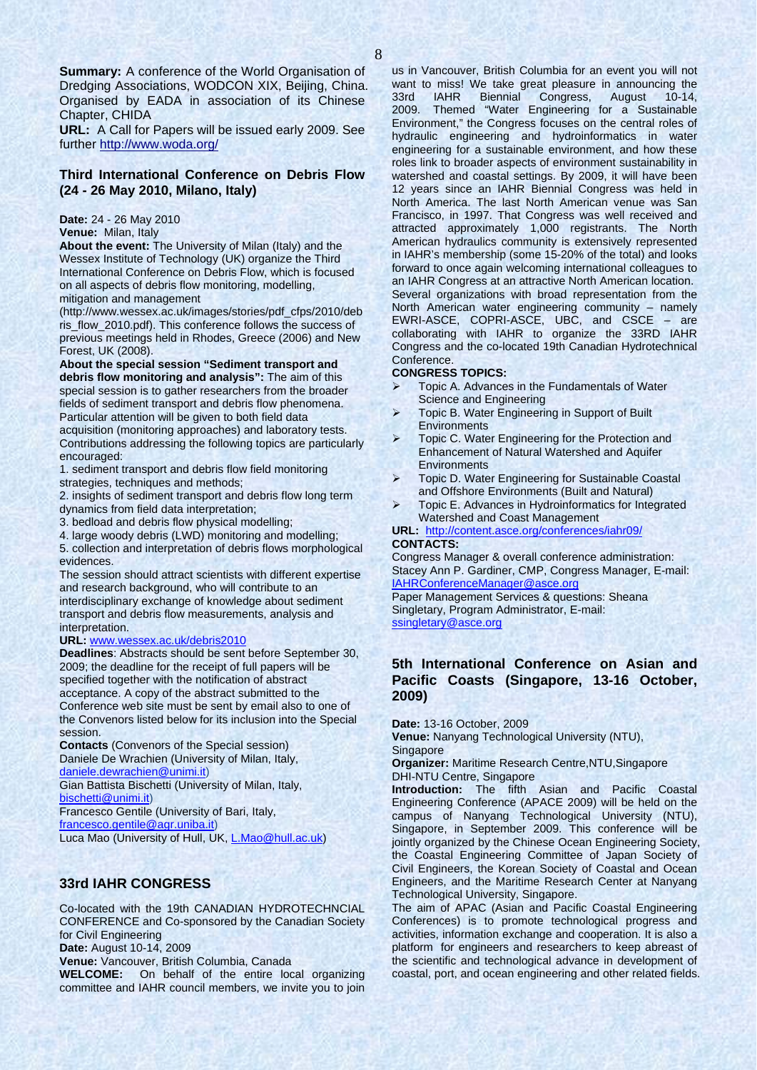**Summary:** A conference of the World Organisation of Dredging Associations, WODCON XIX, Beijing, China. Organised by EADA in association of its Chinese Chapter, CHIDA

**URL:** A Call for Papers will be issued early 2009. See further http://www.woda.org/

### Third International Conference on Debris Flow (24 - 26 May 2010, Milano, Italy)

**Date:** 24 - 26 May 2010

**Venue:** Milan, Italy

**About the event:** The University of Milan (Italy) and the Wessex Institute of Technology (UK) organize the Third International Conference on Debris Flow, which is focused on all aspects of debris flow monitoring, modelling, mitigation and management (http://www.wessex.ac.uk/images/stories/pdf_cfps/2010/debris_flow_2010.pdf). This conference follows the success of previous meetings held in Rhodes, Greece (2006) and New Forest, UK (2008).

**About the special session "Sediment transport and debris flow monitoring and analysis":** The aim of this special session is to gather researchers from the broader fields of sediment transport and debris flow phenomena. Particular attention will be given to both field data acquisition (monitoring approaches) and laboratory tests. Contributions addressing the following topics are particularly encouraged:

1. sediment transport and debris flow field monitoring strategies, techniques and methods;
2. insights of sediment transport and debris flow long term dynamics from field data interpretation;
3. bedload and debris flow physical modelling;
4. large woody debris (LWD) monitoring and modelling;
5. collection and interpretation of debris flows morphological evidences.

The session should attract scientists with different expertise and research background, who will contribute to an interdisciplinary exchange of knowledge about sediment transport and debris flow measurements, analysis and interpretation.

**URL:** www.wessex.ac.uk/debris2010

**Deadlines**: Abstracts should be sent before September 30, 2009; the deadline for the receipt of full papers will be specified together with the notification of abstract acceptance. A copy of the abstract submitted to the Conference web site must be sent by email also to one of the Convenors listed below for its inclusion into the Special session.

**Contacts** (Convenors of the Special session)

Daniele De Wrachien (University of Milan, Italy, daniele.dewrachien@unimi.it)

Gian Battista Bischetti (University of Milan, Italy, bischetti@unimi.it)

Francesco Gentile (University of Bari, Italy, francesco.gentile@agr.uniba.it)

Luca Mao (University of Hull, UK, L.Mao@hull.ac.uk)

### 33rd IAHR CONGRESS

Co-located with the 19th CANADIAN HYDROTECHNCIAL CONFERENCE and Co-sponsored by the Canadian Society for Civil Engineering

**Date:** August 10-14, 2009

**Venue:** Vancouver, British Columbia, Canada

**WELCOME:** On behalf of the entire local organizing committee and IAHR council members, we invite you to join us in Vancouver, British Columbia for an event you will not want to miss! We take great pleasure in announcing the 33rd IAHR Biennial Congress, August 10-14, 2009. Themed "Water Engineering for a Sustainable Environment," the Congress focuses on the central roles of hydraulic engineering and hydroinformatics in water engineering for a sustainable environment, and how these roles link to broader aspects of environment sustainability in watershed and coastal settings. By 2009, it will have been 12 years since an IAHR Biennial Congress was held in North America. The last North American venue was San Francisco, in 1997. That Congress was well received and attracted approximately 1,000 registrants. The North American hydraulics community is extensively represented in IAHR's membership (some 15-20% of the total) and looks forward to once again welcoming international colleagues to an IAHR Congress at an attractive North American location. Several organizations with broad representation from the North American water engineering community – namely EWRI-ASCE, COPRI-ASCE, UBC, and CSCE – are collaborating with IAHR to organize the 33RD IAHR Congress and the co-located 19th Canadian Hydrotechnical Conference.

**CONGRESS TOPICS:**

- Topic A. Advances in the Fundamentals of Water Science and Engineering
- Topic B. Water Engineering in Support of Built Environments
- Topic C. Water Engineering for the Protection and Enhancement of Natural Watershed and Aquifer Environments
- Topic D. Water Engineering for Sustainable Coastal and Offshore Environments (Built and Natural)
- Topic E. Advances in Hydroinformatics for Integrated Watershed and Coast Management

**URL:** http://content.asce.org/conferences/iahr09/

**CONTACTS:**

Congress Manager & overall conference administration: Stacey Ann P. Gardiner, CMP, Congress Manager, E-mail: IAHRConferenceManager@asce.org

Paper Management Services & questions: Sheana Singletary, Program Administrator, E-mail: ssingletary@asce.org

### 5th International Conference on Asian and Pacific Coasts (Singapore, 13-16 October, 2009)

**Date:** 13-16 October, 2009

**Venue:** Nanyang Technological University (NTU), Singapore

**Organizer:** Maritime Research Centre,NTU,Singapore DHI-NTU Centre, Singapore

**Introduction:** The fifth Asian and Pacific Coastal Engineering Conference (APACE 2009) will be held on the campus of Nanyang Technological University (NTU), Singapore, in September 2009. This conference will be jointly organized by the Chinese Ocean Engineering Society, the Coastal Engineering Committee of Japan Society of Civil Engineers, the Korean Society of Coastal and Ocean Engineers, and the Maritime Research Center at Nanyang Technological University, Singapore.

The aim of APAC (Asian and Pacific Coastal Engineering Conferences) is to promote technological progress and activities, information exchange and cooperation. It is also a platform for engineers and researchers to keep abreast of the scientific and technological advance in development of coastal, port, and ocean engineering and other related fields.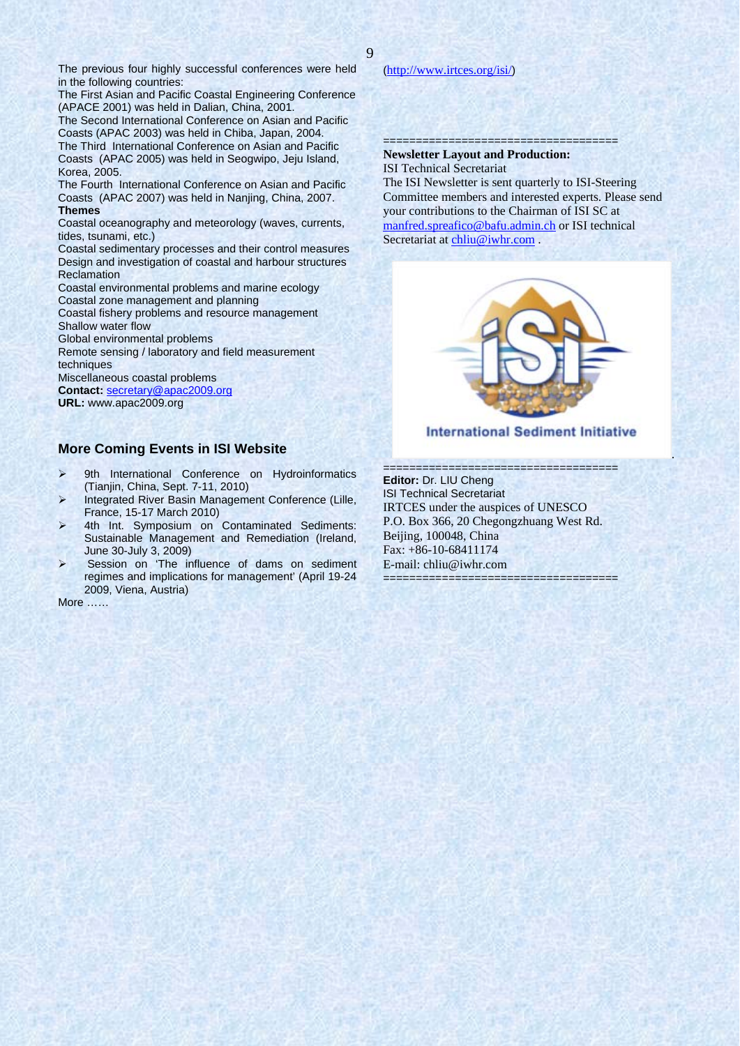The previous four highly successful conferences were held in the following countries:

The First Asian and Pacific Coastal Engineering Conference (APACE 2001) was held in Dalian, China, 2001.

The Second International Conference on Asian and Pacific Coasts (APAC 2003) was held in Chiba, Japan, 2004.

The Third International Conference on Asian and Pacific Coasts (APAC 2005) was held in Seogwipo, Jeju Island, Korea, 2005.

The Fourth International Conference on Asian and Pacific Coasts (APAC 2007) was held in Nanjing, China, 2007.

**Themes**

Coastal oceanography and meteorology (waves, currents, tides, tsunami, etc.)
Coastal sedimentary processes and their control measures
Design and investigation of coastal and harbour structures
Reclamation
Coastal environmental problems and marine ecology
Coastal zone management and planning
Coastal fishery problems and resource management
Shallow water flow
Global environmental problems
Remote sensing / laboratory and field measurement techniques
Miscellaneous coastal problems

**Contact:** secretary@apac2009.org
**URL:** www.apac2009.org

## More Coming Events in ISI Website

- 9th International Conference on Hydroinformatics (Tianjin, China, Sept. 7-11, 2010)
- Integrated River Basin Management Conference (Lille, France, 15-17 March 2010)
- 4th Int. Symposium on Contaminated Sediments: Sustainable Management and Remediation (Ireland, June 30-July 3, 2009)
- Session on 'The influence of dams on sediment regimes and implications for management' (April 19-24 2009, Viena, Austria)

More ……

(http://www.irtces.org/isi/)

====================================

**Newsletter Layout and Production:**
ISI Technical Secretariat

The ISI Newsletter is sent quarterly to ISI-Steering Committee members and interested experts. Please send your contributions to the Chairman of ISI SC at manfred.spreafico@bafu.admin.ch or ISI technical Secretariat at chliu@iwhr.com .

International Sediment Initiative

====================================

**Editor:** Dr. LIU Cheng
ISI Technical Secretariat
IRTCES under the auspices of UNESCO
P.O. Box 366, 20 Chegongzhuang West Rd.
Beijing, 100048, China
Fax: +86-10-68411174
E-mail: chliu@iwhr.com

====================================